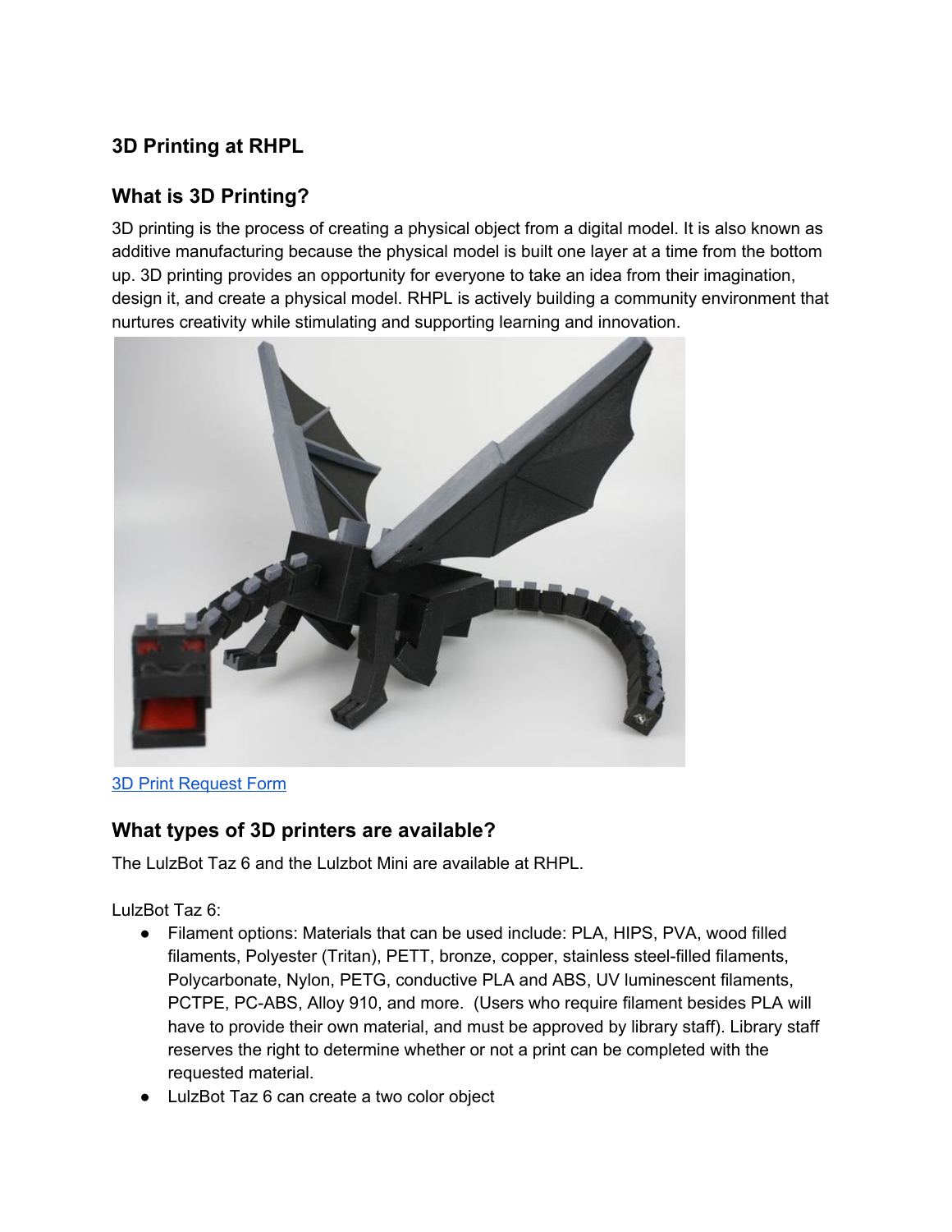## 3D Printing at RHPL

## What is 3D Printing?

3D printing is the process of creating a physical object from a digital model. It is also known as additive manufacturing because the physical model is built one layer at a time from the bottom up. 3D printing provides an opportunity for everyone to take an idea from their imagination, design it, and create a physical model. RHPL is actively building a community environment that nurtures creativity while stimulating and supporting learning and innovation.

[3D Print Request Form]

## What types of 3D printers are available?

The LulzBot Taz 6 and the Lulzbot Mini are available at RHPL.

LulzBot Taz 6:

- Filament options: Materials that can be used include: PLA, HIPS, PVA, wood filled filaments, Polyester (Tritan), PETT, bronze, copper, stainless steel-filled filaments, Polycarbonate, Nylon, PETG, conductive PLA and ABS, UV luminescent filaments, PCTPE, PC-ABS, Alloy 910, and more. (Users who require filament besides PLA will have to provide their own material, and must be approved by library staff). Library staff reserves the right to determine whether or not a print can be completed with the requested material.
- LulzBot Taz 6 can create a two color object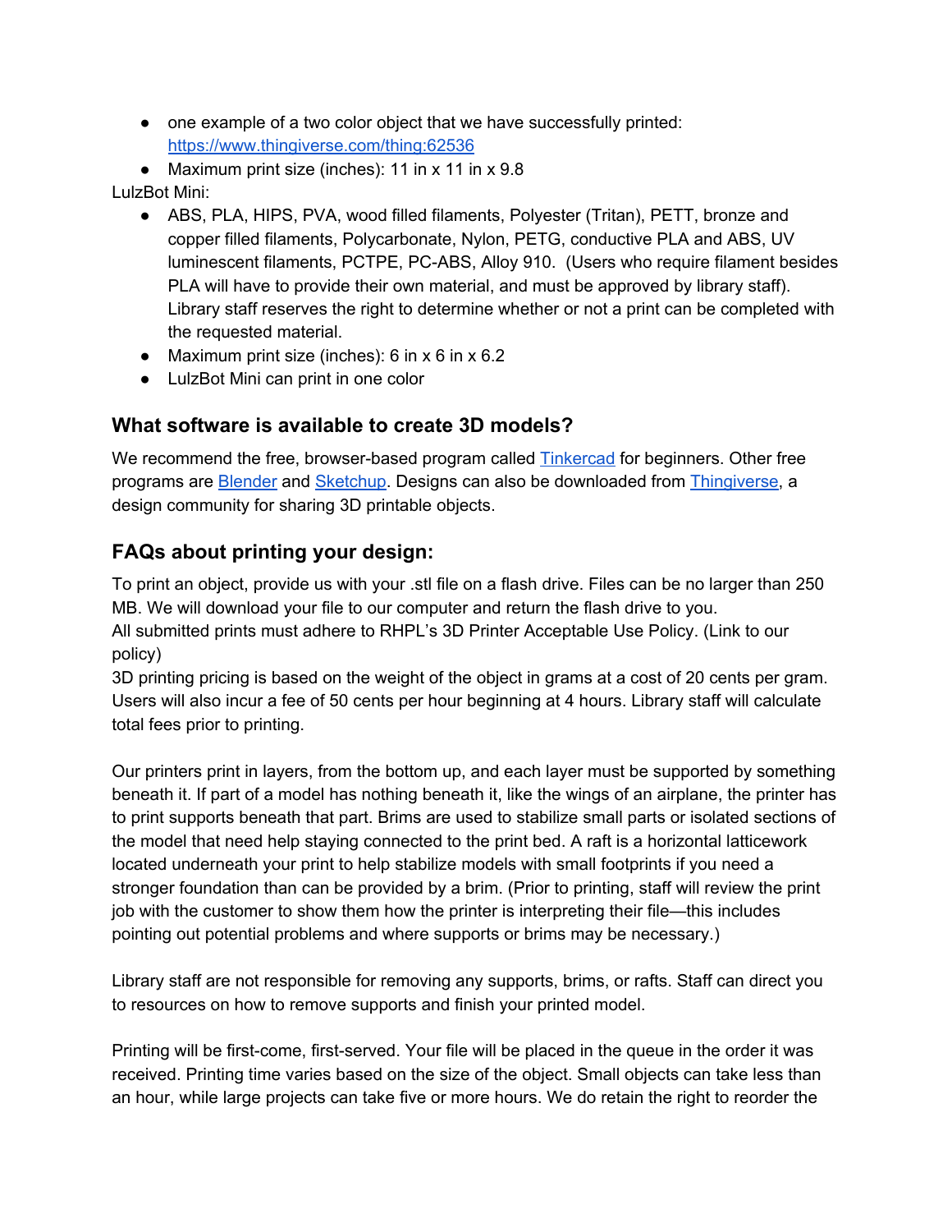- one example of a two color object that we have successfully printed: [https://www.thingiverse.com/thing:62536](https://www.thingiverse.com/thing:62536)
- Maximum print size (inches): 11 in x 11 in x 9.8

LulzBot Mini:

- ABS, PLA, HIPS, PVA, wood filled filaments, Polyester (Tritan), PETT, bronze and copper filled filaments, Polycarbonate, Nylon, PETG, conductive PLA and ABS, UV luminescent filaments, PCTPE, PC-ABS, Alloy 910. (Users who require filament besides PLA will have to provide their own material, and must be approved by library staff). Library staff reserves the right to determine whether or not a print can be completed with the requested material.
- Maximum print size (inches): 6 in x 6 in x 6.2
- LulzBot Mini can print in one color

## What software is available to create 3D models?

We recommend the free, browser-based program called [Tinkercad](#) for beginners. Other free programs are [Blender](#) and [Sketchup](#). Designs can also be downloaded from [Thingiverse](#), a design community for sharing 3D printable objects.

## FAQs about printing your design:

To print an object, provide us with your .stl file on a flash drive. Files can be no larger than 250 MB. We will download your file to our computer and return the flash drive to you.
All submitted prints must adhere to RHPL's 3D Printer Acceptable Use Policy. (Link to our policy)
3D printing pricing is based on the weight of the object in grams at a cost of 20 cents per gram. Users will also incur a fee of 50 cents per hour beginning at 4 hours. Library staff will calculate total fees prior to printing.

Our printers print in layers, from the bottom up, and each layer must be supported by something beneath it. If part of a model has nothing beneath it, like the wings of an airplane, the printer has to print supports beneath that part. Brims are used to stabilize small parts or isolated sections of the model that need help staying connected to the print bed. A raft is a horizontal latticework located underneath your print to help stabilize models with small footprints if you need a stronger foundation than can be provided by a brim. (Prior to printing, staff will review the print job with the customer to show them how the printer is interpreting their file—this includes pointing out potential problems and where supports or brims may be necessary.)

Library staff are not responsible for removing any supports, brims, or rafts. Staff can direct you to resources on how to remove supports and finish your printed model.

Printing will be first-come, first-served. Your file will be placed in the queue in the order it was received. Printing time varies based on the size of the object. Small objects can take less than an hour, while large projects can take five or more hours. We do retain the right to reorder the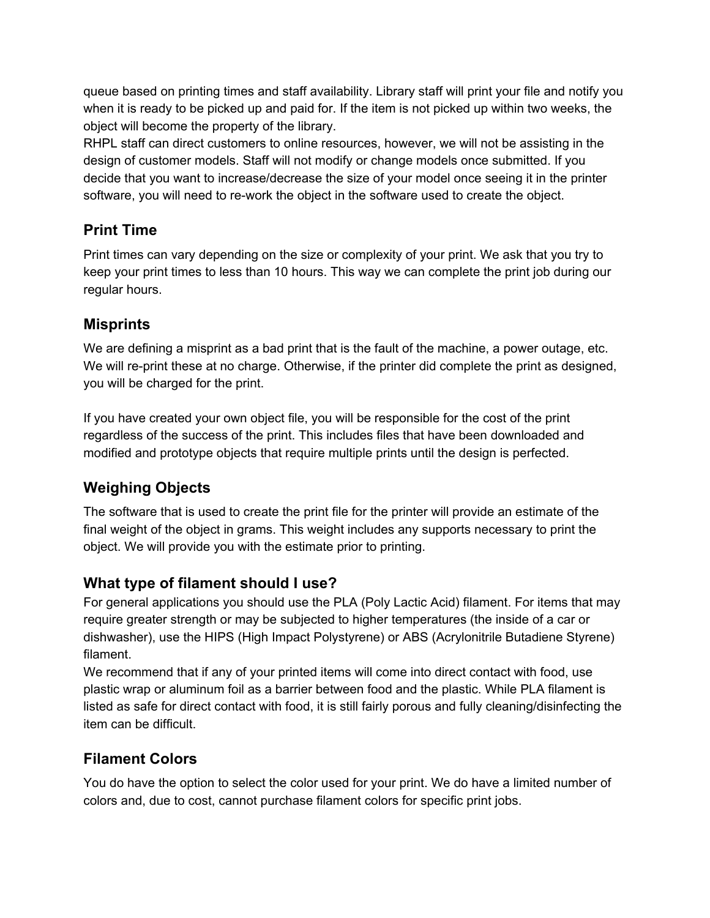queue based on printing times and staff availability. Library staff will print your file and notify you when it is ready to be picked up and paid for. If the item is not picked up within two weeks, the object will become the property of the library.
RHPL staff can direct customers to online resources, however, we will not be assisting in the design of customer models. Staff will not modify or change models once submitted. If you decide that you want to increase/decrease the size of your model once seeing it in the printer software, you will need to re-work the object in the software used to create the object.

## Print Time

Print times can vary depending on the size or complexity of your print. We ask that you try to keep your print times to less than 10 hours. This way we can complete the print job during our regular hours.

## Misprints

We are defining a misprint as a bad print that is the fault of the machine, a power outage, etc. We will re-print these at no charge. Otherwise, if the printer did complete the print as designed, you will be charged for the print.

If you have created your own object file, you will be responsible for the cost of the print regardless of the success of the print. This includes files that have been downloaded and modified and prototype objects that require multiple prints until the design is perfected.

## Weighing Objects

The software that is used to create the print file for the printer will provide an estimate of the final weight of the object in grams. This weight includes any supports necessary to print the object. We will provide you with the estimate prior to printing.

## What type of filament should I use?

For general applications you should use the PLA (Poly Lactic Acid) filament. For items that may require greater strength or may be subjected to higher temperatures (the inside of a car or dishwasher), use the HIPS (High Impact Polystyrene) or ABS (Acrylonitrile Butadiene Styrene) filament.
We recommend that if any of your printed items will come into direct contact with food, use plastic wrap or aluminum foil as a barrier between food and the plastic. While PLA filament is listed as safe for direct contact with food, it is still fairly porous and fully cleaning/disinfecting the item can be difficult.

## Filament Colors

You do have the option to select the color used for your print. We do have a limited number of colors and, due to cost, cannot purchase filament colors for specific print jobs.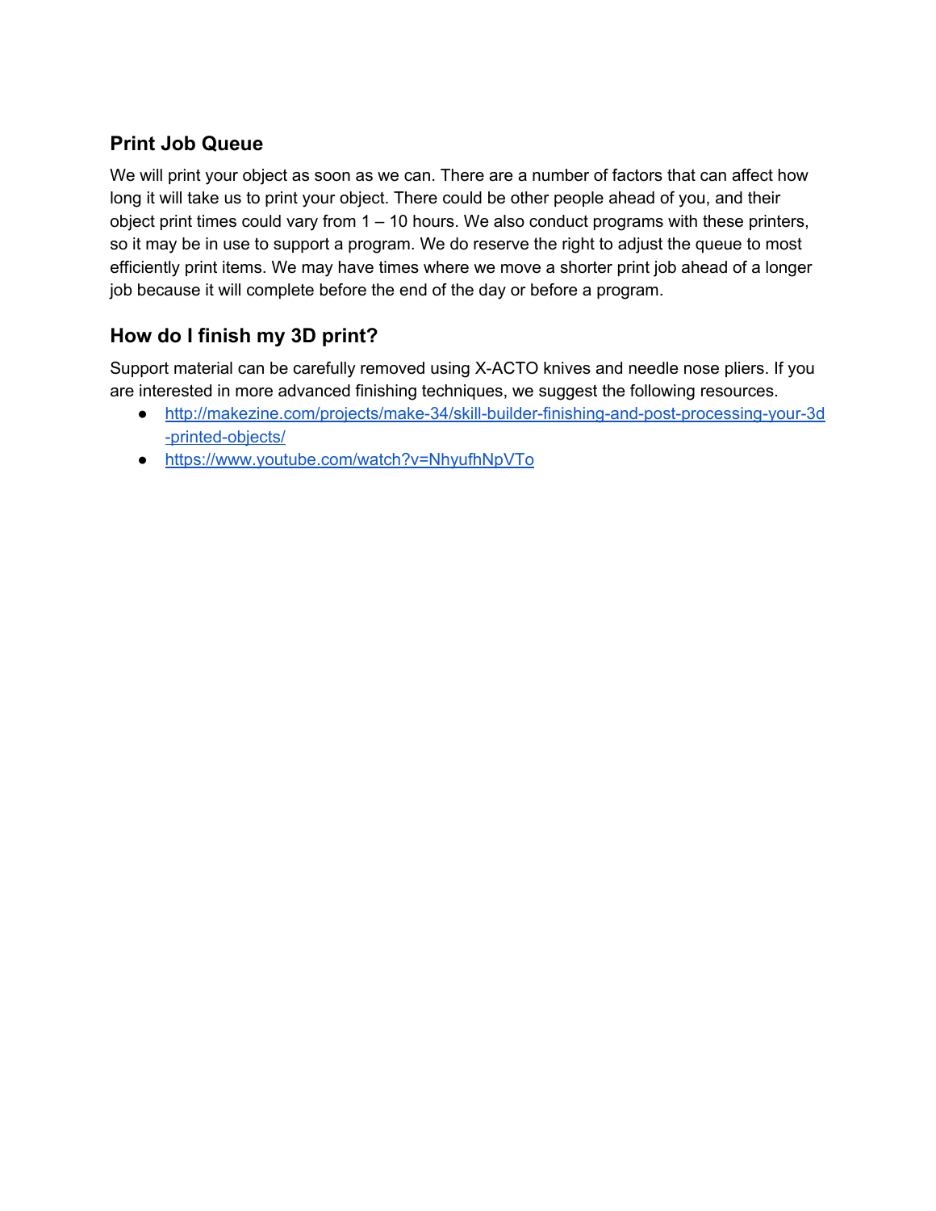## Print Job Queue

We will print your object as soon as we can. There are a number of factors that can affect how long it will take us to print your object. There could be other people ahead of you, and their object print times could vary from 1 – 10 hours. We also conduct programs with these printers, so it may be in use to support a program. We do reserve the right to adjust the queue to most efficiently print items. We may have times where we move a shorter print job ahead of a longer job because it will complete before the end of the day or before a program.

## How do I finish my 3D print?

Support material can be carefully removed using X-ACTO knives and needle nose pliers. If you are interested in more advanced finishing techniques, we suggest the following resources.

- http://makezine.com/projects/make-34/skill-builder-finishing-and-post-processing-your-3d-printed-objects/
- https://www.youtube.com/watch?v=NhyufhNpVTo